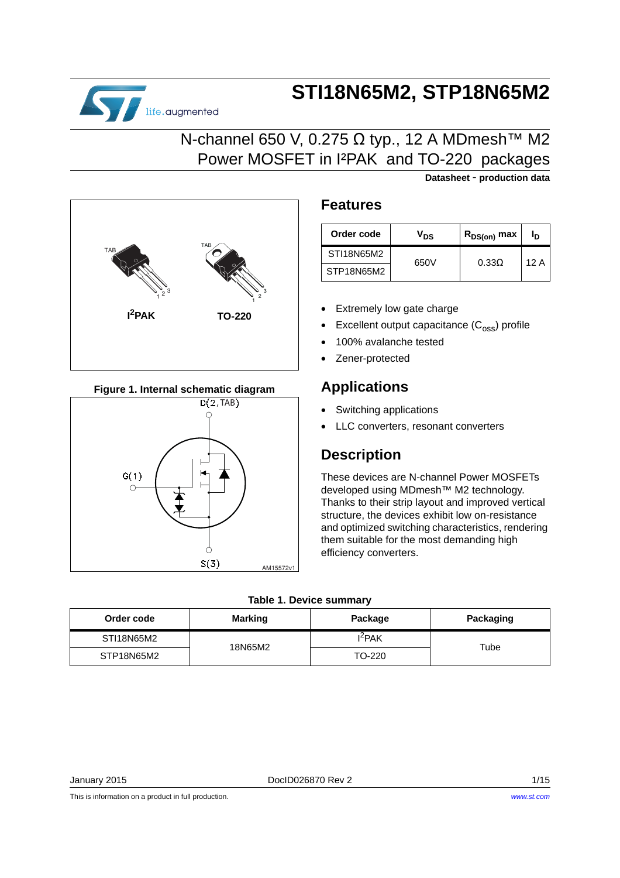# STI18N65M2, STP18N65M2

## N-channel 650 V, 0.275 Ω typ., 12 A MDmesh™ M2 Power MOSFET in I²PAK and TO-220 packages

**Datasheet - production data**

I²PAK    TO-220

**Figure 1. Internal schematic diagram**

## Features

| Order code | $V_{DS}$ | $R_{DS(on)}$ max | $I_D$ |
|---|---|---|---|
| STI18N65M2 | 650V | 0.33Ω | 12 A |
| STP18N65M2 | | | |

- Extremely low gate charge
- Excellent output capacitance ($C_{oss}$) profile
- 100% avalanche tested
- Zener-protected

## Applications

- Switching applications
- LLC converters, resonant converters

## Description

These devices are N-channel Power MOSFETs developed using MDmesh™ M2 technology. Thanks to their strip layout and improved vertical structure, the devices exhibit low on-resistance and optimized switching characteristics, rendering them suitable for the most demanding high efficiency converters.

**Table 1. Device summary**

| Order code | Marking | Package | Packaging |
|---|---|---|---|
| STI18N65M2 | 18N65M2 | I²PAK | Tube |
| STP18N65M2 | | TO-220 | |

This is information on a product in full production.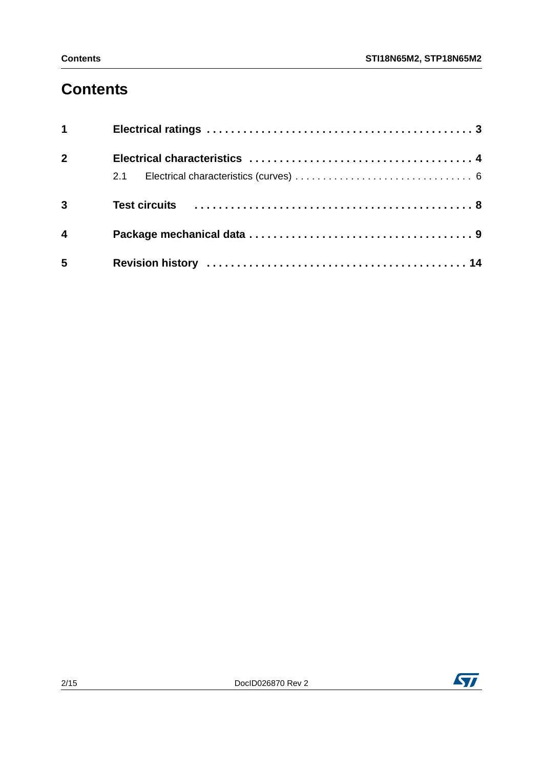# Contents

| | | |
|---|---|---|
| **1** | **Electrical ratings** | **3** |
| **2** | **Electrical characteristics** | **4** |
| | 2.1 Electrical characteristics (curves) | 6 |
| **3** | **Test circuits** | **8** |
| **4** | **Package mechanical data** | **9** |
| **5** | **Revision history** | **14** |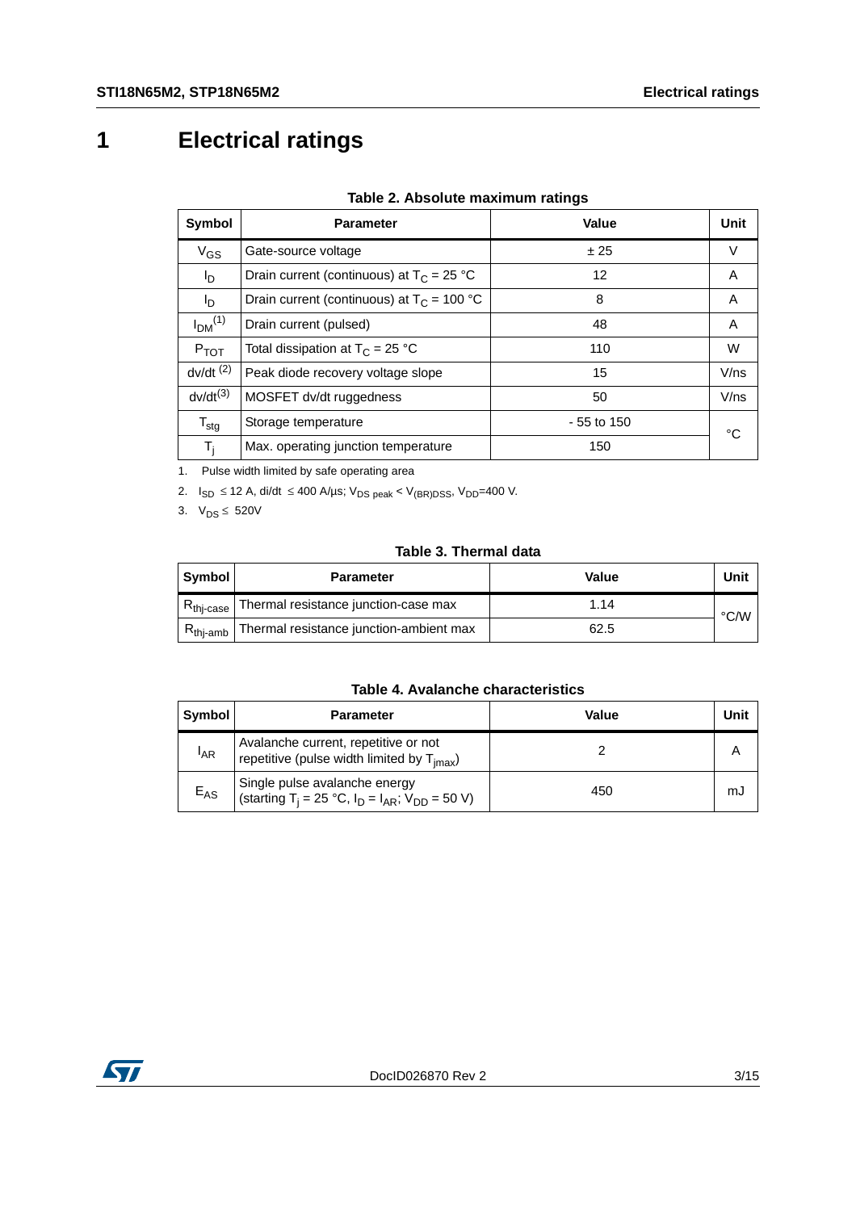# 1 Electrical ratings

**Table 2. Absolute maximum ratings**

| Symbol | Parameter | Value | Unit |
|---|---|---|---|
| $V_{GS}$ | Gate-source voltage | ± 25 | V |
| $I_D$ | Drain current (continuous) at $T_C$ = 25 °C | 12 | A |
| $I_D$ | Drain current (continuous) at $T_C$ = 100 °C | 8 | A |
| $I_{DM}$ [1] | Drain current (pulsed) | 48 | A |
| $P_{TOT}$ | Total dissipation at $T_C$ = 25 °C | 110 | W |
| dv/dt [2] | Peak diode recovery voltage slope | 15 | V/ns |
| dv/dt [3] | MOSFET dv/dt ruggedness | 50 | V/ns |
| $T_{stg}$ | Storage temperature | - 55 to 150 | °C |
| $T_j$ | Max. operating junction temperature | 150 | |

1. Pulse width limited by safe operating area
2. $I_{SD} \leq 12$ A, di/dt $\leq 400$ A/µs; $V_{DS\ peak} < V_{(BR)DSS}$, $V_{DD}$=400 V.
3. $V_{DS} \leq$ 520V

**Table 3. Thermal data**

| Symbol | Parameter | Value | Unit |
|---|---|---|---|
| $R_{thj-case}$ | Thermal resistance junction-case max | 1.14 | °C/W |
| $R_{thj-amb}$ | Thermal resistance junction-ambient max | 62.5 | |

**Table 4. Avalanche characteristics**

| Symbol | Parameter | Value | Unit |
|---|---|---|---|
| $I_{AR}$ | Avalanche current, repetitive or not repetitive (pulse width limited by $T_{jmax}$) | 2 | A |
| $E_{AS}$ | Single pulse avalanche energy (starting $T_j$ = 25 °C, $I_D$ = $I_{AR}$; $V_{DD}$ = 50 V) | 450 | mJ |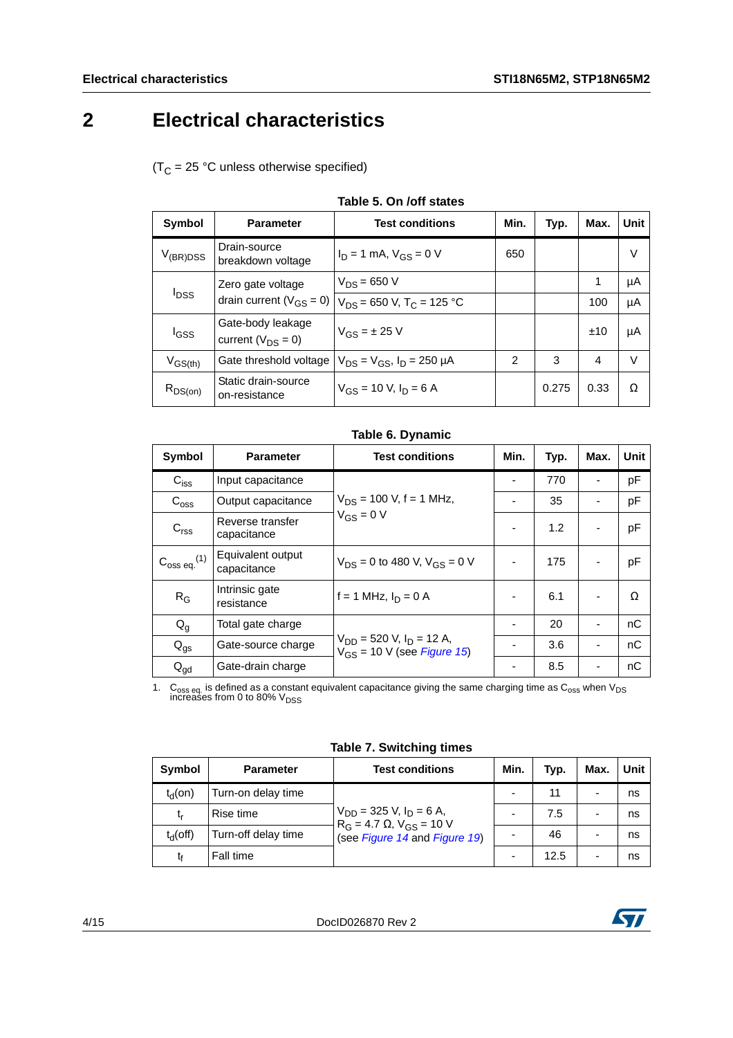# 2 Electrical characteristics

($T_C$ = 25 °C unless otherwise specified)

**Table 5. On /off states**

| Symbol | Parameter | Test conditions | Min. | Typ. | Max. | Unit |
|---|---|---|---|---|---|---|
| $V_{(BR)DSS}$ | Drain-source breakdown voltage | $I_D$ = 1 mA, $V_{GS}$ = 0 V | 650 | | | V |
| $I_{DSS}$ | Zero gate voltage drain current ($V_{GS}$ = 0) | $V_{DS}$ = 650 V | | | 1 | µA |
| | | $V_{DS}$ = 650 V, $T_C$ = 125 °C | | | 100 | µA |
| $I_{GSS}$ | Gate-body leakage current ($V_{DS}$ = 0) | $V_{GS}$ = ± 25 V | | | ±10 | µA |
| $V_{GS(th)}$ | Gate threshold voltage | $V_{DS}$ = $V_{GS}$, $I_D$ = 250 µA | 2 | 3 | 4 | V |
| $R_{DS(on)}$ | Static drain-source on-resistance | $V_{GS}$ = 10 V, $I_D$ = 6 A | | 0.275 | 0.33 | Ω |

**Table 6. Dynamic**

| Symbol | Parameter | Test conditions | Min. | Typ. | Max. | Unit |
|---|---|---|---|---|---|---|
| $C_{iss}$ | Input capacitance | $V_{DS}$ = 100 V, f = 1 MHz, $V_{GS}$ = 0 V | - | 770 | - | pF |
| $C_{oss}$ | Output capacitance | | - | 35 | - | pF |
| $C_{rss}$ | Reverse transfer capacitance | | - | 1.2 | - | pF |
| $C_{oss\ eq.}$ (1) | Equivalent output capacitance | $V_{DS}$ = 0 to 480 V, $V_{GS}$ = 0 V | - | 175 | - | pF |
| $R_G$ | Intrinsic gate resistance | f = 1 MHz, $I_D$ = 0 A | - | 6.1 | - | Ω |
| $Q_g$ | Total gate charge | $V_{DD}$ = 520 V, $I_D$ = 12 A, $V_{GS}$ = 10 V (see *Figure 15*) | - | 20 | - | nC |
| $Q_{gs}$ | Gate-source charge | | - | 3.6 | - | nC |
| $Q_{gd}$ | Gate-drain charge | | - | 8.5 | - | nC |

1. $C_{oss\ eq.}$ is defined as a constant equivalent capacitance giving the same charging time as $C_{oss}$ when $V_{DS}$ increases from 0 to 80% $V_{DSS}$

**Table 7. Switching times**

| Symbol | Parameter | Test conditions | Min. | Typ. | Max. | Unit |
|---|---|---|---|---|---|---|
| $t_d(on)$ | Turn-on delay time | $V_{DD}$ = 325 V, $I_D$ = 6 A, $R_G$ = 4.7 Ω, $V_{GS}$ = 10 V (see *Figure 14* and *Figure 19*) | - | 11 | - | ns |
| $t_r$ | Rise time | | - | 7.5 | - | ns |
| $t_d(off)$ | Turn-off delay time | | - | 46 | - | ns |
| $t_f$ | Fall time | | - | 12.5 | - | ns |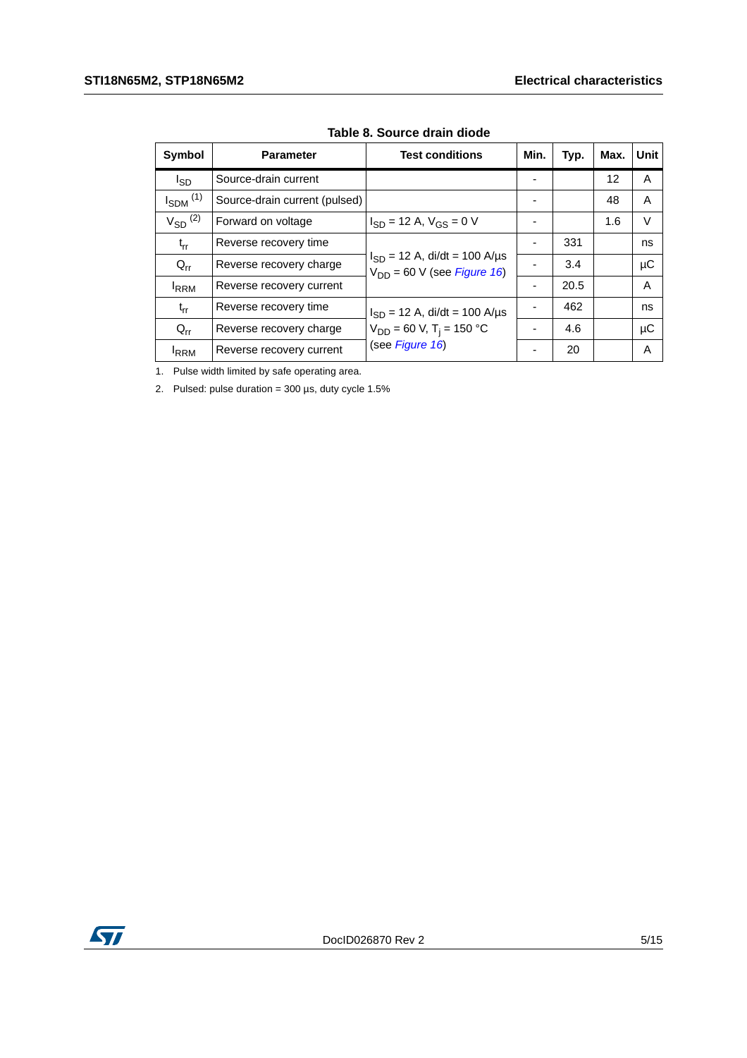Table 8. Source drain diode

| Symbol | Parameter | Test conditions | Min. | Typ. | Max. | Unit |
|---|---|---|---|---|---|---|
| $I_{SD}$ | Source-drain current | | - | | 12 | A |
| $I_{SDM}$ [(1)] | Source-drain current (pulsed) | | - | | 48 | A |
| $V_{SD}$ [(2)] | Forward on voltage | $I_{SD}$ = 12 A, $V_{GS}$ = 0 V | - | | 1.6 | V |
| $t_{rr}$ | Reverse recovery time | $I_{SD}$ = 12 A, di/dt = 100 A/µs $V_{DD}$ = 60 V (see *Figure 16*) | - | 331 | | ns |
| $Q_{rr}$ | Reverse recovery charge | | - | 3.4 | | µC |
| $I_{RRM}$ | Reverse recovery current | | - | 20.5 | | A |
| $t_{rr}$ | Reverse recovery time | $I_{SD}$ = 12 A, di/dt = 100 A/µs $V_{DD}$ = 60 V, $T_j$ = 150 °C (see *Figure 16*) | - | 462 | | ns |
| $Q_{rr}$ | Reverse recovery charge | | - | 4.6 | | µC |
| $I_{RRM}$ | Reverse recovery current | | - | 20 | | A |

1. Pulse width limited by safe operating area.
2. Pulsed: pulse duration = 300 µs, duty cycle 1.5%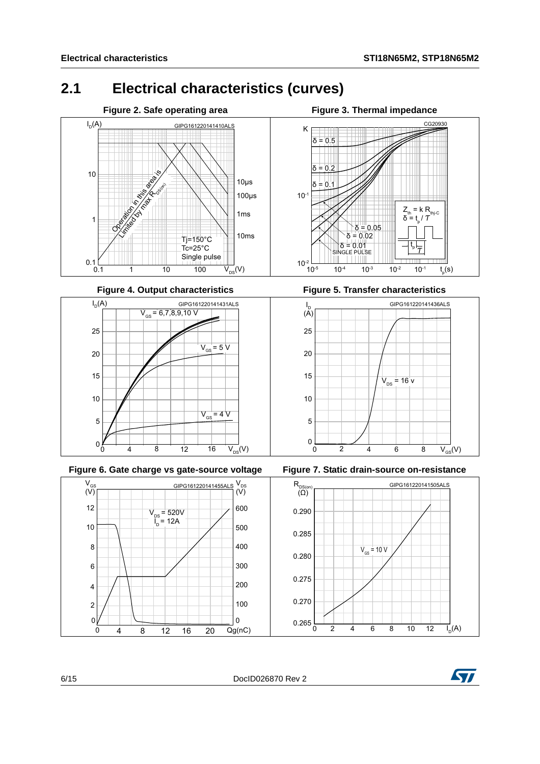## 2.1 Electrical characteristics (curves)

**Figure 2. Safe operating area**

**Figure 3. Thermal impedance**

**Figure 4. Output characteristics**

**Figure 5. Transfer characteristics**

**Figure 6. Gate charge vs gate-source voltage**

**Figure 7. Static drain-source on-resistance**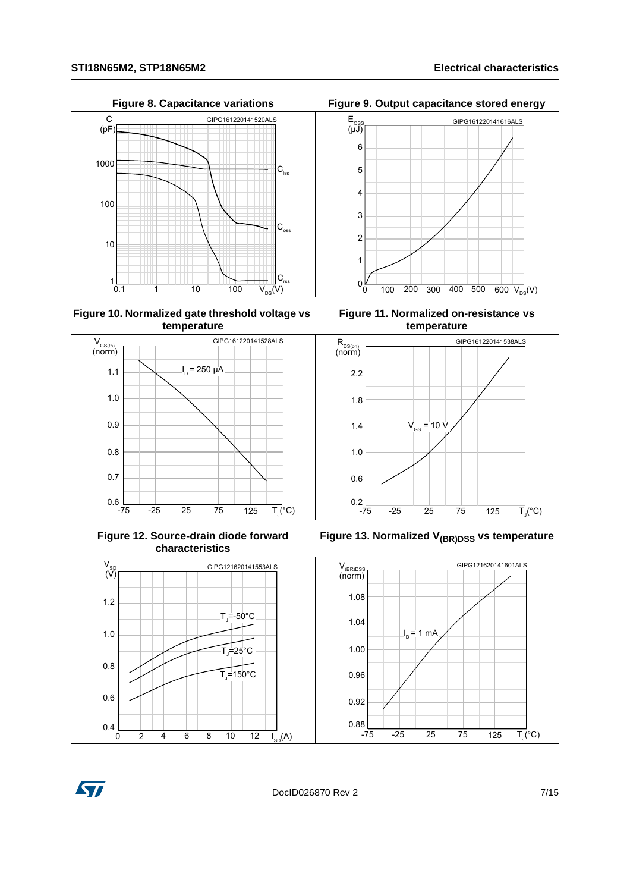**Figure 8. Capacitance variations**

**Figure 9. Output capacitance stored energy**

**Figure 10. Normalized gate threshold voltage vs temperature**

**Figure 11. Normalized on-resistance vs temperature**

**Figure 12. Source-drain diode forward characteristics**

**Figure 13. Normalized $V_{(BR)DSS}$ vs temperature**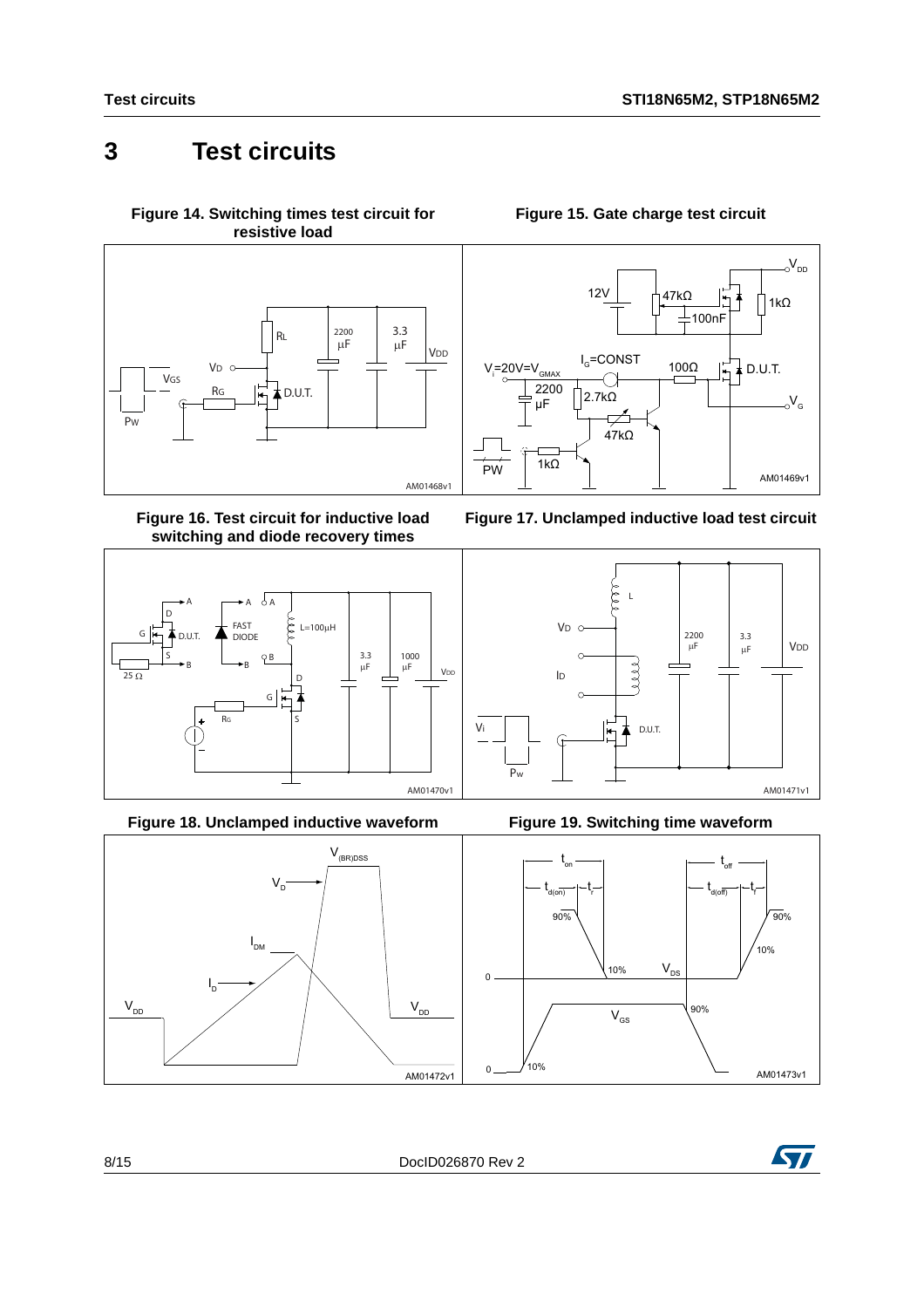# 3 Test circuits

**Figure 14. Switching times test circuit for resistive load**

**Figure 15. Gate charge test circuit**

**Figure 16. Test circuit for inductive load switching and diode recovery times**

**Figure 17. Unclamped inductive load test circuit**

**Figure 18. Unclamped inductive waveform**

**Figure 19. Switching time waveform**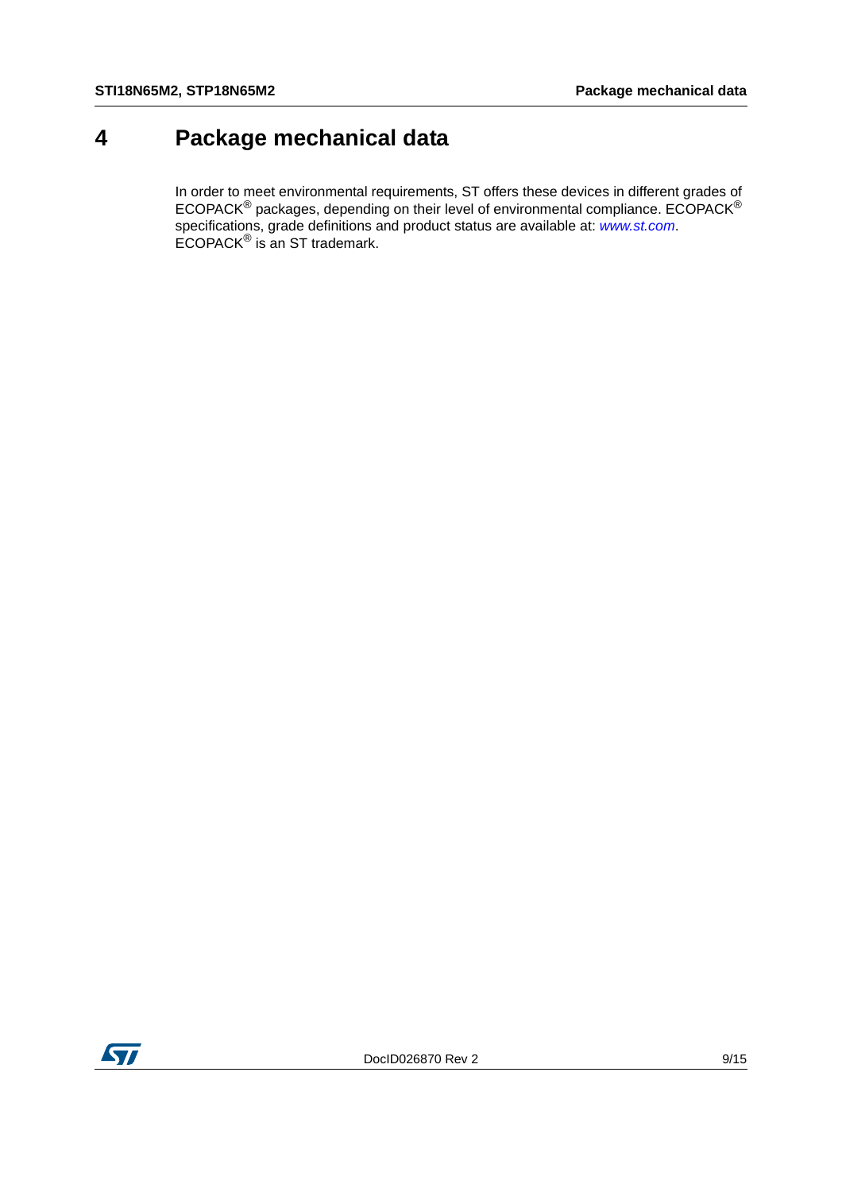# 4 Package mechanical data

In order to meet environmental requirements, ST offers these devices in different grades of ECOPACK® packages, depending on their level of environmental compliance. ECOPACK® specifications, grade definitions and product status are available at: *www.st.com*. ECOPACK® is an ST trademark.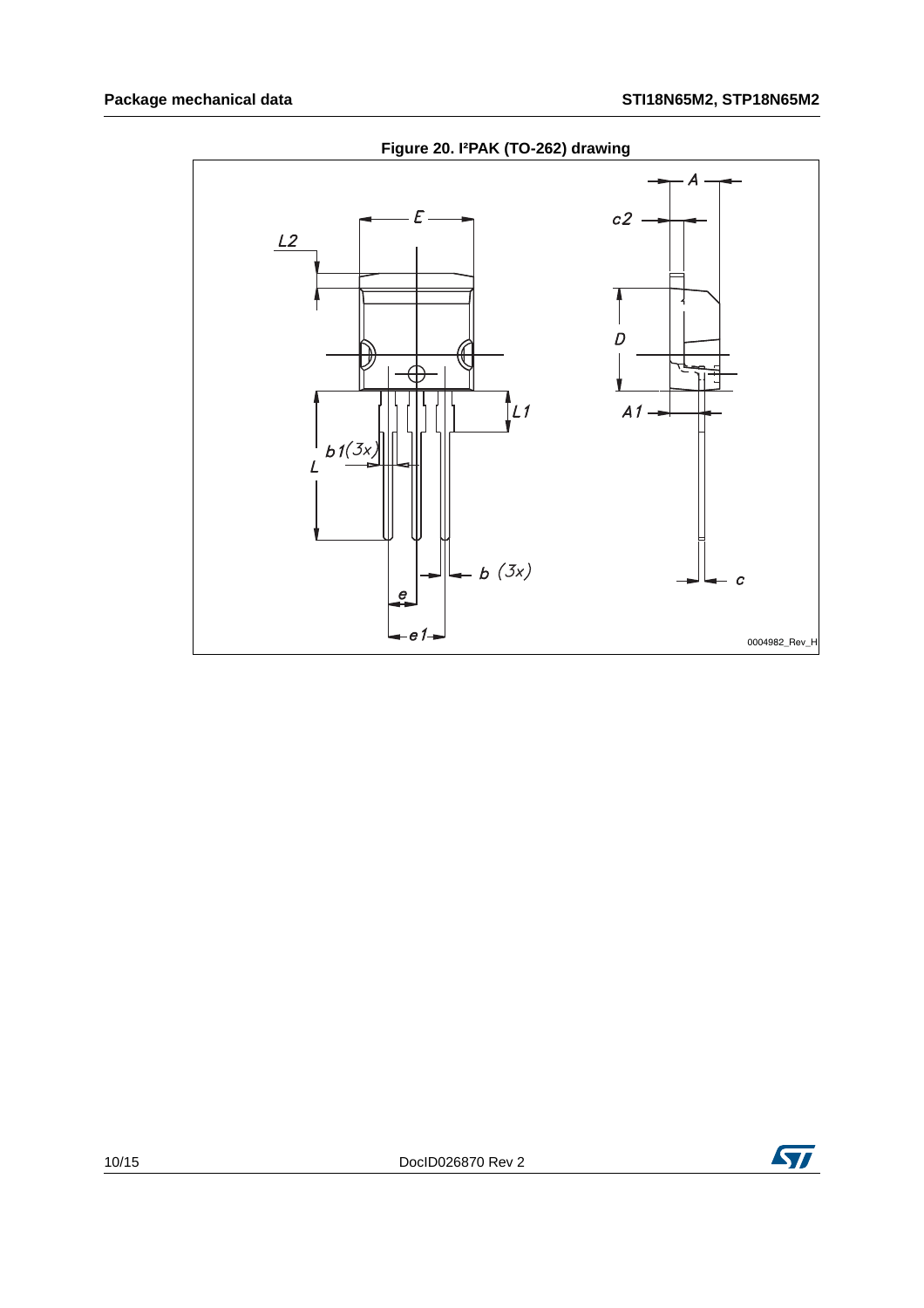**Figure 20. I²PAK (TO-262) drawing**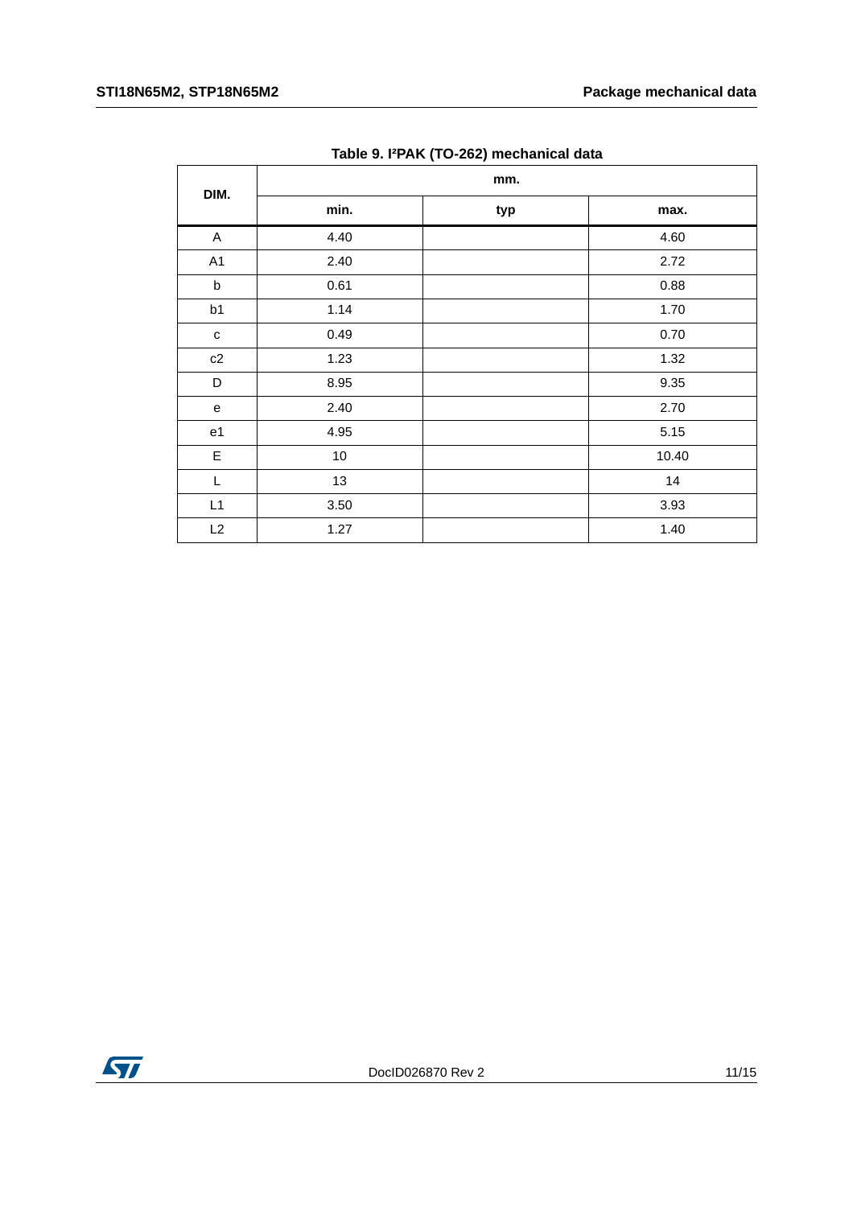Table 9. I²PAK (TO-262) mechanical data

| DIM. | mm. | | |
|---|---|---|---|
| | min. | typ | max. |
| A | 4.40 | | 4.60 |
| A1 | 2.40 | | 2.72 |
| b | 0.61 | | 0.88 |
| b1 | 1.14 | | 1.70 |
| c | 0.49 | | 0.70 |
| c2 | 1.23 | | 1.32 |
| D | 8.95 | | 9.35 |
| e | 2.40 | | 2.70 |
| e1 | 4.95 | | 5.15 |
| E | 10 | | 10.40 |
| L | 13 | | 14 |
| L1 | 3.50 | | 3.93 |
| L2 | 1.27 | | 1.40 |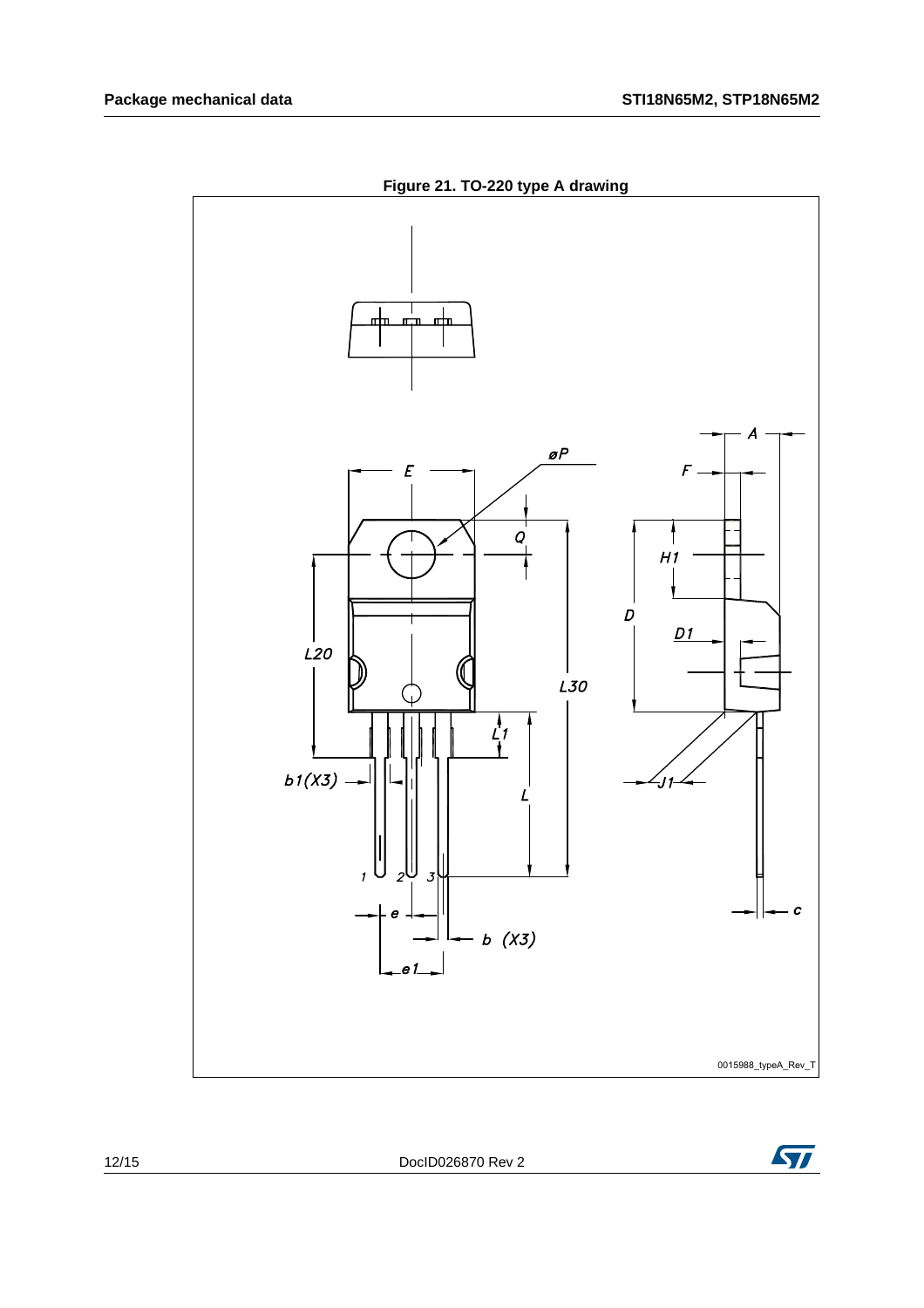**Figure 21. TO-220 type A drawing**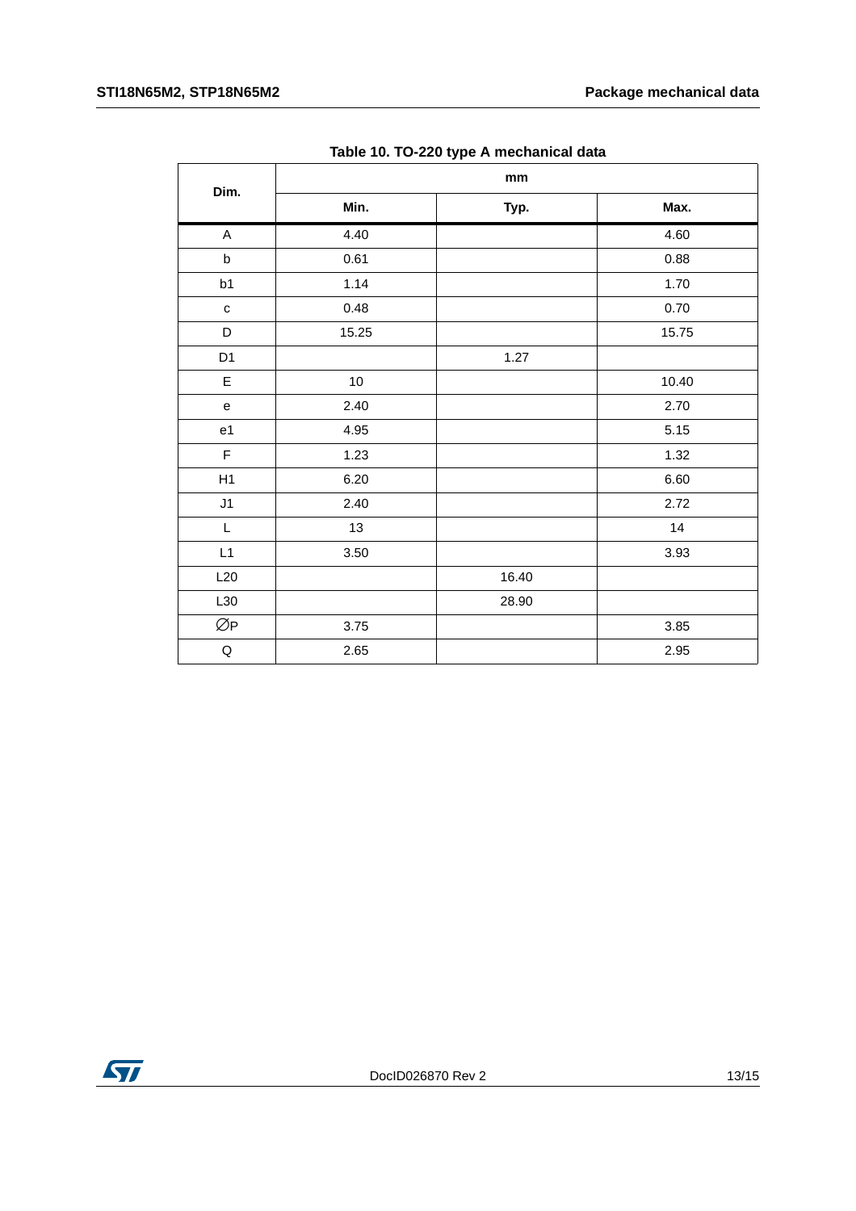**Table 10. TO-220 type A mechanical data**

| Dim. | mm | | |
|---|---|---|---|
| | Min. | Typ. | Max. |
| A | 4.40 | | 4.60 |
| b | 0.61 | | 0.88 |
| b1 | 1.14 | | 1.70 |
| c | 0.48 | | 0.70 |
| D | 15.25 | | 15.75 |
| D1 | | 1.27 | |
| E | 10 | | 10.40 |
| e | 2.40 | | 2.70 |
| e1 | 4.95 | | 5.15 |
| F | 1.23 | | 1.32 |
| H1 | 6.20 | | 6.60 |
| J1 | 2.40 | | 2.72 |
| L | 13 | | 14 |
| L1 | 3.50 | | 3.93 |
| L20 | | 16.40 | |
| L30 | | 28.90 | |
| ∅P | 3.75 | | 3.85 |
| Q | 2.65 | | 2.95 |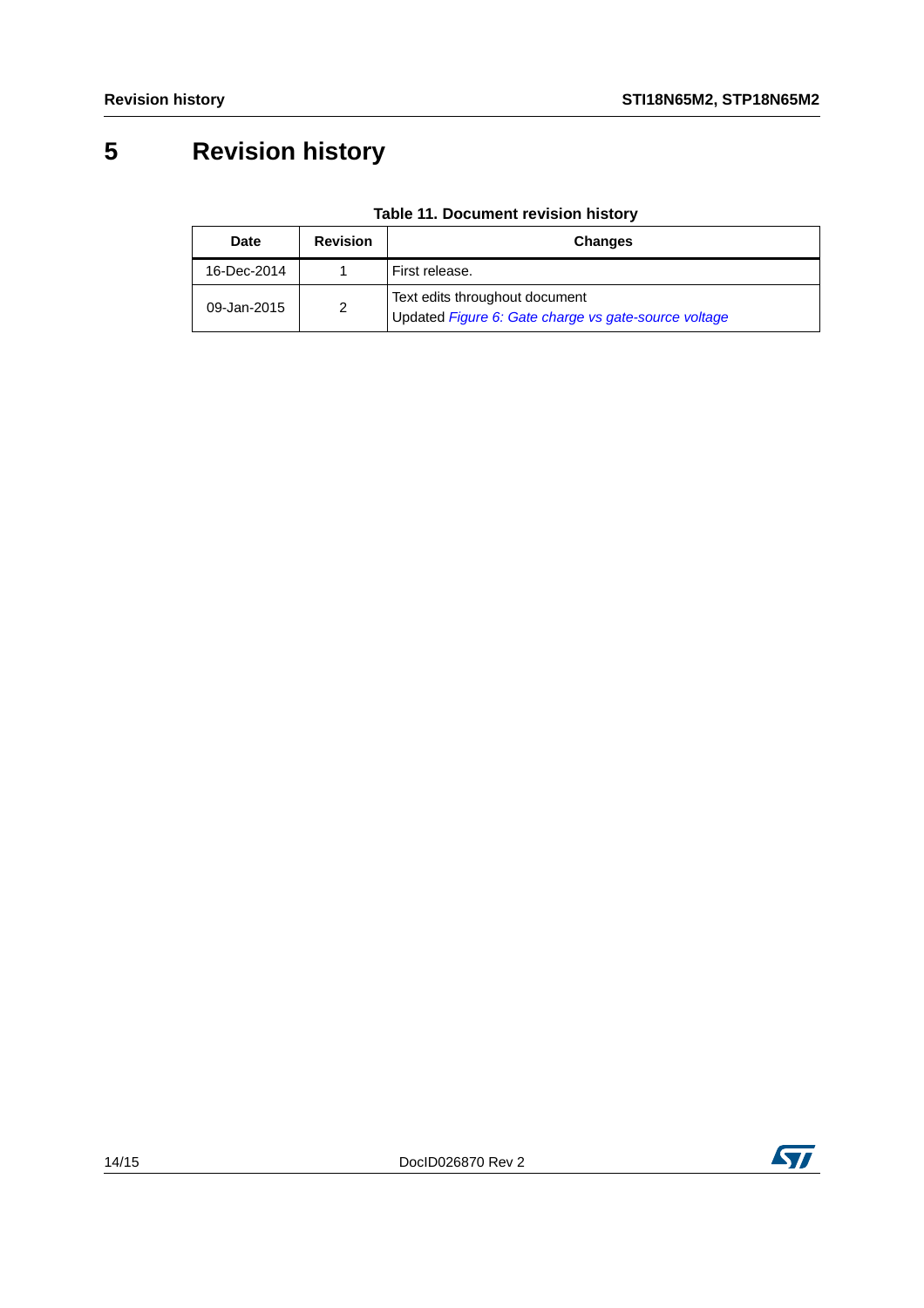# 5 Revision history

**Table 11. Document revision history**

| Date | Revision | Changes |
|---|---|---|
| 16-Dec-2014 | 1 | First release. |
| 09-Jan-2015 | 2 | Text edits throughout document<br>Updated *Figure 6: Gate charge vs gate-source voltage* |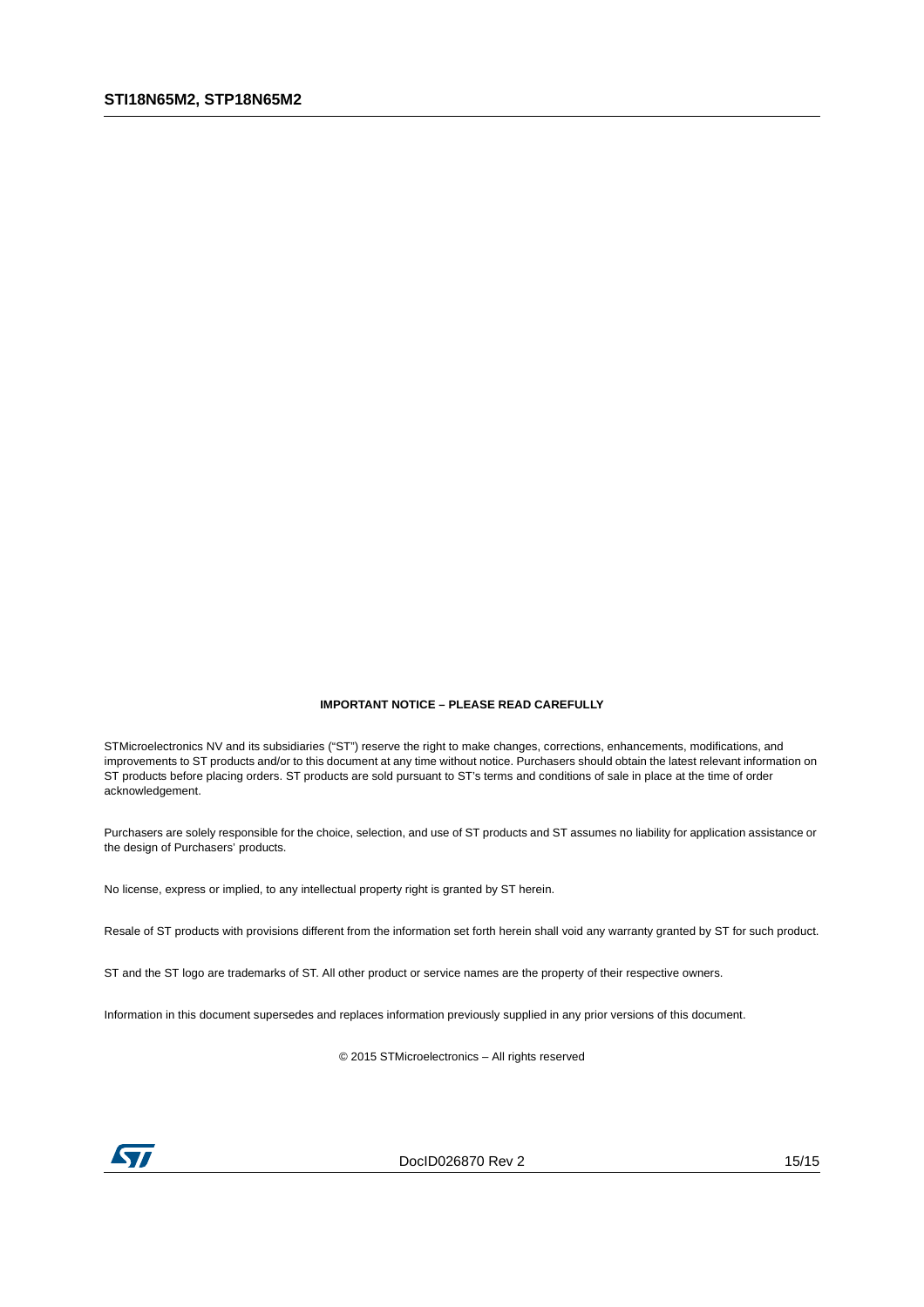**IMPORTANT NOTICE – PLEASE READ CAREFULLY**

STMicroelectronics NV and its subsidiaries (“ST”) reserve the right to make changes, corrections, enhancements, modifications, and improvements to ST products and/or to this document at any time without notice. Purchasers should obtain the latest relevant information on ST products before placing orders. ST products are sold pursuant to ST’s terms and conditions of sale in place at the time of order acknowledgement.

Purchasers are solely responsible for the choice, selection, and use of ST products and ST assumes no liability for application assistance or the design of Purchasers’ products.

No license, express or implied, to any intellectual property right is granted by ST herein.

Resale of ST products with provisions different from the information set forth herein shall void any warranty granted by ST for such product.

ST and the ST logo are trademarks of ST. All other product or service names are the property of their respective owners.

Information in this document supersedes and replaces information previously supplied in any prior versions of this document.

© 2015 STMicroelectronics – All rights reserved